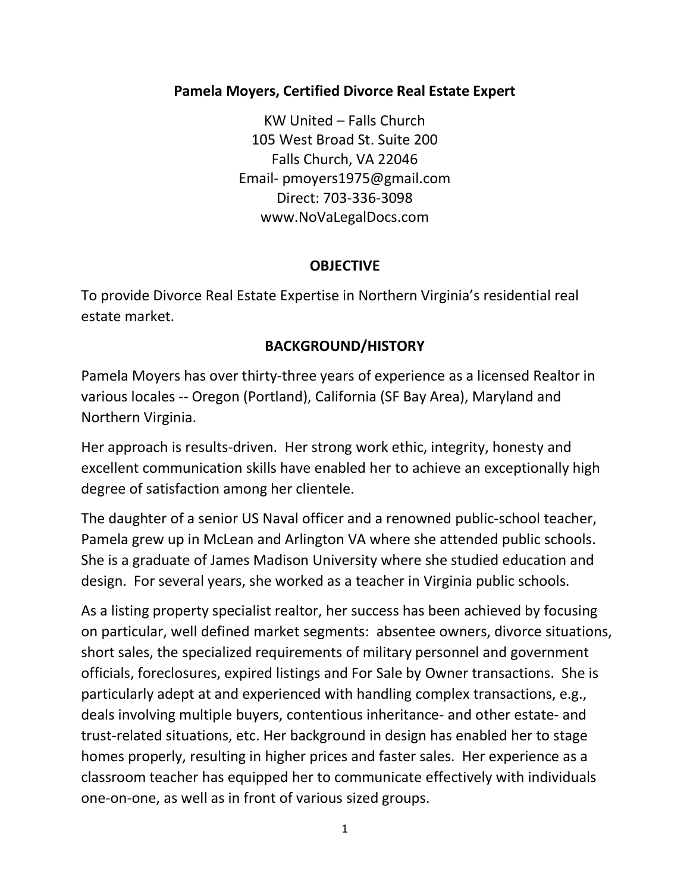# Pamela Moyers, Certified Divorce Real Estate Expert

KW United – Falls Church
105 West Broad St. Suite 200
Falls Church, VA 22046
Email- pmoyers1975@gmail.com
Direct: 703-336-3098
www.NoVaLegalDocs.com

## OBJECTIVE

To provide Divorce Real Estate Expertise in Northern Virginia's residential real estate market.

## BACKGROUND/HISTORY

Pamela Moyers has over thirty-three years of experience as a licensed Realtor in various locales -- Oregon (Portland), California (SF Bay Area), Maryland and Northern Virginia.

Her approach is results-driven. Her strong work ethic, integrity, honesty and excellent communication skills have enabled her to achieve an exceptionally high degree of satisfaction among her clientele.

The daughter of a senior US Naval officer and a renowned public-school teacher, Pamela grew up in McLean and Arlington VA where she attended public schools. She is a graduate of James Madison University where she studied education and design. For several years, she worked as a teacher in Virginia public schools.

As a listing property specialist realtor, her success has been achieved by focusing on particular, well defined market segments: absentee owners, divorce situations, short sales, the specialized requirements of military personnel and government officials, foreclosures, expired listings and For Sale by Owner transactions. She is particularly adept at and experienced with handling complex transactions, e.g., deals involving multiple buyers, contentious inheritance- and other estate- and trust-related situations, etc. Her background in design has enabled her to stage homes properly, resulting in higher prices and faster sales. Her experience as a classroom teacher has equipped her to communicate effectively with individuals one-on-one, as well as in front of various sized groups.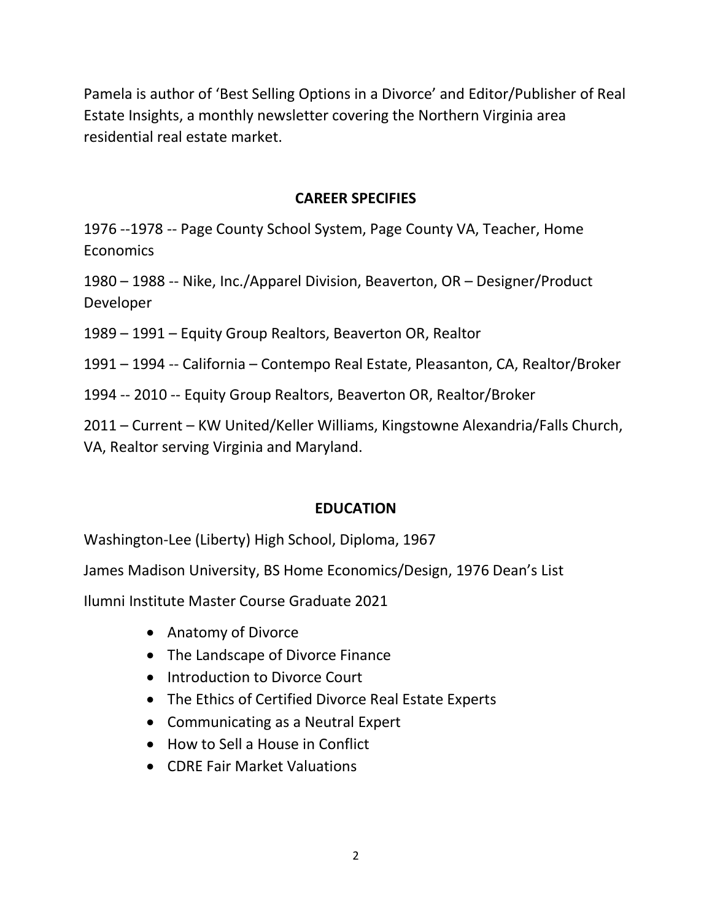Pamela is author of 'Best Selling Options in a Divorce' and Editor/Publisher of Real Estate Insights, a monthly newsletter covering the Northern Virginia area residential real estate market.

## CAREER SPECIFIES

1976 --1978 -- Page County School System, Page County VA, Teacher, Home Economics

1980 – 1988 -- Nike, Inc./Apparel Division, Beaverton, OR – Designer/Product Developer

1989 – 1991 – Equity Group Realtors, Beaverton OR, Realtor

1991 – 1994 -- California – Contempo Real Estate, Pleasanton, CA, Realtor/Broker

1994 -- 2010 -- Equity Group Realtors, Beaverton OR, Realtor/Broker

2011 – Current – KW United/Keller Williams, Kingstowne Alexandria/Falls Church, VA, Realtor serving Virginia and Maryland.

## EDUCATION

Washington-Lee (Liberty) High School, Diploma, 1967

James Madison University, BS Home Economics/Design, 1976 Dean's List

Ilumni Institute Master Course Graduate 2021

- Anatomy of Divorce
- The Landscape of Divorce Finance
- Introduction to Divorce Court
- The Ethics of Certified Divorce Real Estate Experts
- Communicating as a Neutral Expert
- How to Sell a House in Conflict
- CDRE Fair Market Valuations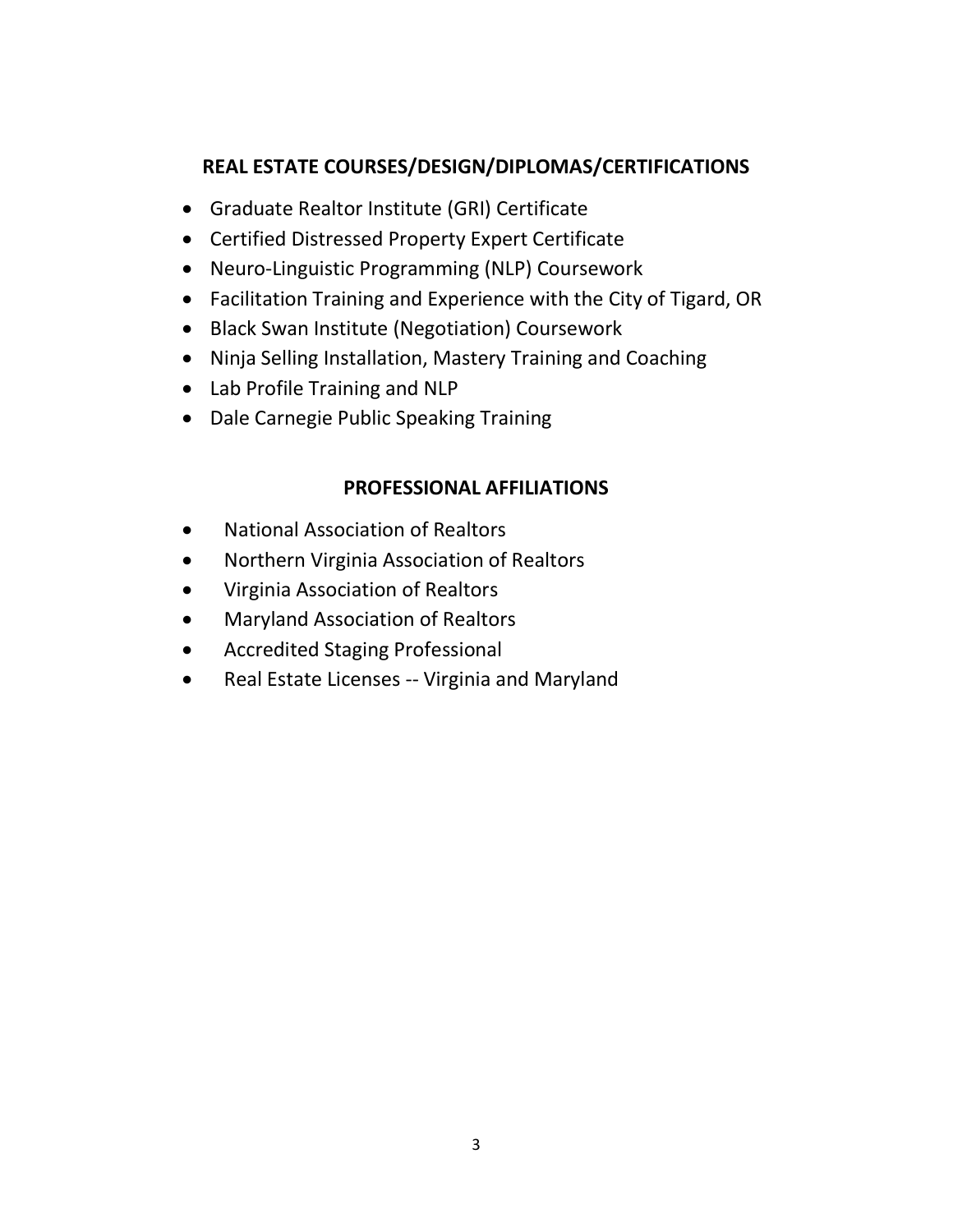## REAL ESTATE COURSES/DESIGN/DIPLOMAS/CERTIFICATIONS

- Graduate Realtor Institute (GRI) Certificate
- Certified Distressed Property Expert Certificate
- Neuro-Linguistic Programming (NLP) Coursework
- Facilitation Training and Experience with the City of Tigard, OR
- Black Swan Institute (Negotiation) Coursework
- Ninja Selling Installation, Mastery Training and Coaching
- Lab Profile Training and NLP
- Dale Carnegie Public Speaking Training

## PROFESSIONAL AFFILIATIONS

- National Association of Realtors
- Northern Virginia Association of Realtors
- Virginia Association of Realtors
- Maryland Association of Realtors
- Accredited Staging Professional
- Real Estate Licenses -- Virginia and Maryland